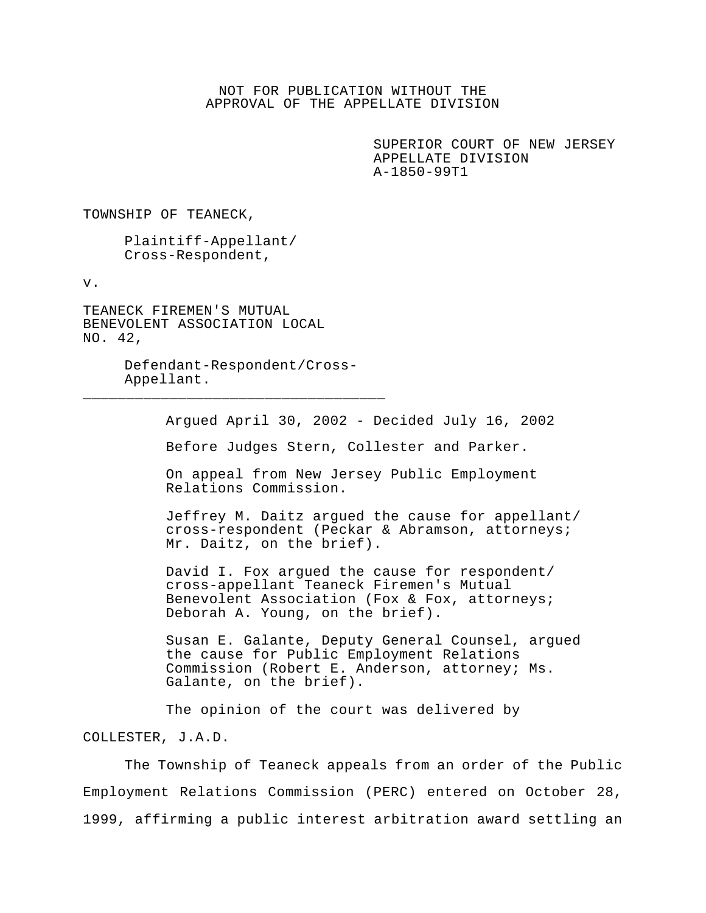NOT FOR PUBLICATION WITHOUT THE
APPROVAL OF THE APPELLATE DIVISION

SUPERIOR COURT OF NEW JERSEY
APPELLATE DIVISION
A-1850-99T1

TOWNSHIP OF TEANECK,

Plaintiff-Appellant/
Cross-Respondent,

v.

TEANECK FIREMEN'S MUTUAL
BENEVOLENT ASSOCIATION LOCAL
NO. 42,

Defendant-Respondent/Cross-
Appellant.

---

Argued April 30, 2002 - Decided July 16, 2002

Before Judges Stern, Collester and Parker.

On appeal from New Jersey Public Employment Relations Commission.

Jeffrey M. Daitz argued the cause for appellant/cross-respondent (Peckar & Abramson, attorneys; Mr. Daitz, on the brief).

David I. Fox argued the cause for respondent/cross-appellant Teaneck Firemen's Mutual Benevolent Association (Fox & Fox, attorneys; Deborah A. Young, on the brief).

Susan E. Galante, Deputy General Counsel, argued the cause for Public Employment Relations Commission (Robert E. Anderson, attorney; Ms. Galante, on the brief).

The opinion of the court was delivered by

COLLESTER, J.A.D.

The Township of Teaneck appeals from an order of the Public Employment Relations Commission (PERC) entered on October 28, 1999, affirming a public interest arbitration award settling an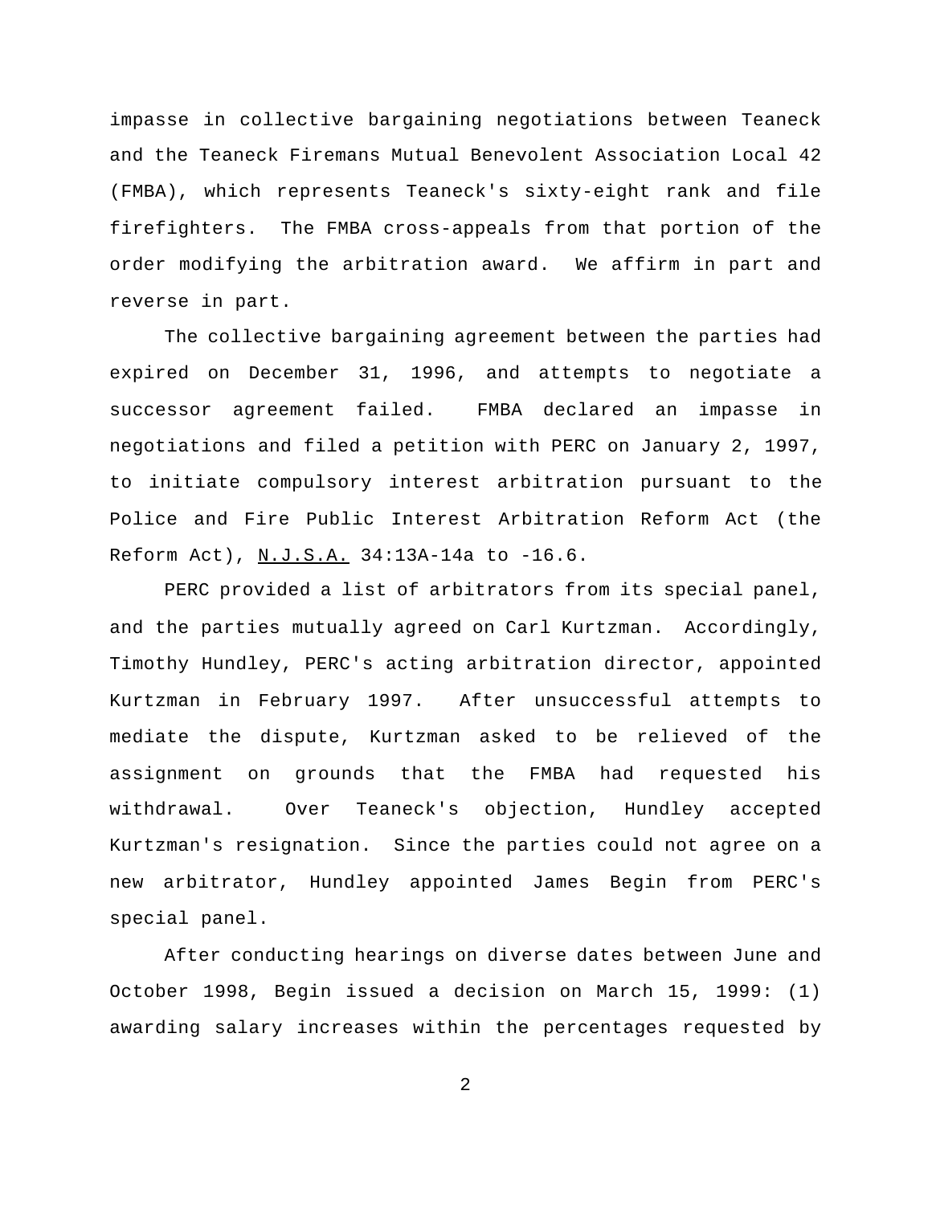impasse in collective bargaining negotiations between Teaneck and the Teaneck Firemans Mutual Benevolent Association Local 42 (FMBA), which represents Teaneck's sixty-eight rank and file firefighters. The FMBA cross-appeals from that portion of the order modifying the arbitration award. We affirm in part and reverse in part.

The collective bargaining agreement between the parties had expired on December 31, 1996, and attempts to negotiate a successor agreement failed. FMBA declared an impasse in negotiations and filed a petition with PERC on January 2, 1997, to initiate compulsory interest arbitration pursuant to the Police and Fire Public Interest Arbitration Reform Act (the Reform Act), N.J.S.A. 34:13A-14a to -16.6.

PERC provided a list of arbitrators from its special panel, and the parties mutually agreed on Carl Kurtzman. Accordingly, Timothy Hundley, PERC's acting arbitration director, appointed Kurtzman in February 1997. After unsuccessful attempts to mediate the dispute, Kurtzman asked to be relieved of the assignment on grounds that the FMBA had requested his withdrawal. Over Teaneck's objection, Hundley accepted Kurtzman's resignation. Since the parties could not agree on a new arbitrator, Hundley appointed James Begin from PERC's special panel.

After conducting hearings on diverse dates between June and October 1998, Begin issued a decision on March 15, 1999: (1) awarding salary increases within the percentages requested by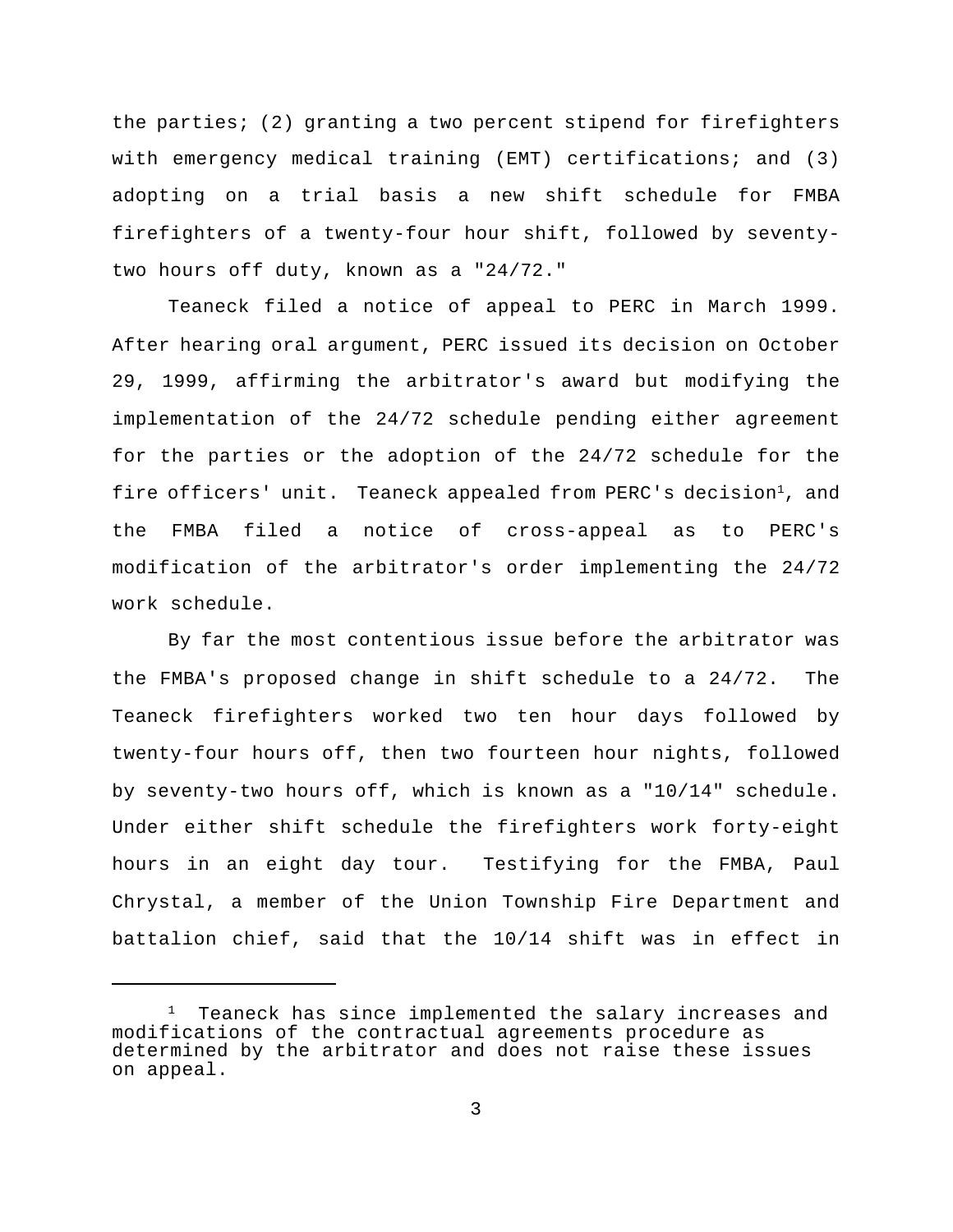the parties; (2) granting a two percent stipend for firefighters with emergency medical training (EMT) certifications; and (3) adopting on a trial basis a new shift schedule for FMBA firefighters of a twenty-four hour shift, followed by seventy-two hours off duty, known as a "24/72."

Teaneck filed a notice of appeal to PERC in March 1999. After hearing oral argument, PERC issued its decision on October 29, 1999, affirming the arbitrator's award but modifying the implementation of the 24/72 schedule pending either agreement for the parties or the adoption of the 24/72 schedule for the fire officers' unit. Teaneck appealed from PERC's decision[1], and the FMBA filed a notice of cross-appeal as to PERC's modification of the arbitrator's order implementing the 24/72 work schedule.

By far the most contentious issue before the arbitrator was the FMBA's proposed change in shift schedule to a 24/72. The Teaneck firefighters worked two ten hour days followed by twenty-four hours off, then two fourteen hour nights, followed by seventy-two hours off, which is known as a "10/14" schedule. Under either shift schedule the firefighters work forty-eight hours in an eight day tour. Testifying for the FMBA, Paul Chrystal, a member of the Union Township Fire Department and battalion chief, said that the 10/14 shift was in effect in

---

[1] Teaneck has since implemented the salary increases and modifications of the contractual agreements procedure as determined by the arbitrator and does not raise these issues on appeal.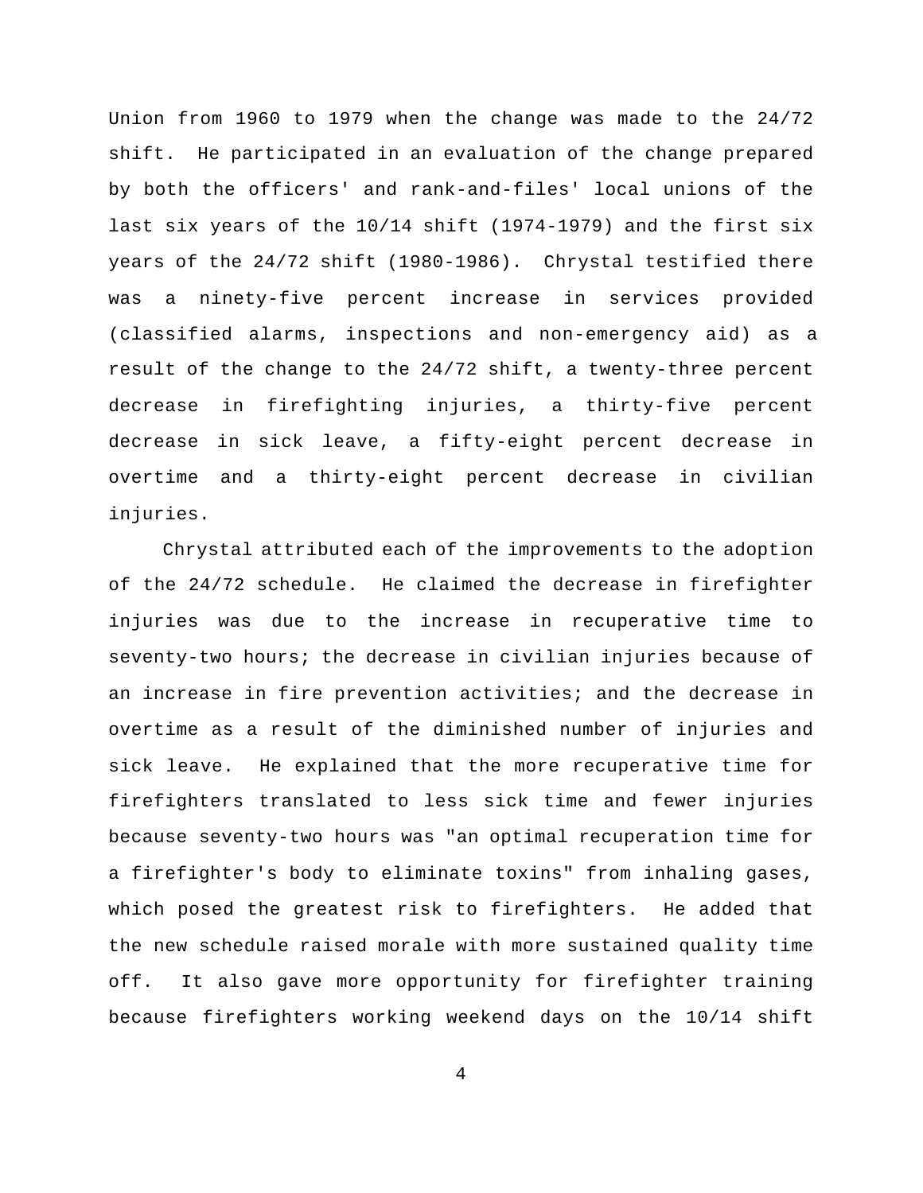Union from 1960 to 1979 when the change was made to the 24/72 shift. He participated in an evaluation of the change prepared by both the officers' and rank-and-files' local unions of the last six years of the 10/14 shift (1974-1979) and the first six years of the 24/72 shift (1980-1986). Chrystal testified there was a ninety-five percent increase in services provided (classified alarms, inspections and non-emergency aid) as a result of the change to the 24/72 shift, a twenty-three percent decrease in firefighting injuries, a thirty-five percent decrease in sick leave, a fifty-eight percent decrease in overtime and a thirty-eight percent decrease in civilian injuries.

Chrystal attributed each of the improvements to the adoption of the 24/72 schedule. He claimed the decrease in firefighter injuries was due to the increase in recuperative time to seventy-two hours; the decrease in civilian injuries because of an increase in fire prevention activities; and the decrease in overtime as a result of the diminished number of injuries and sick leave. He explained that the more recuperative time for firefighters translated to less sick time and fewer injuries because seventy-two hours was "an optimal recuperation time for a firefighter's body to eliminate toxins" from inhaling gases, which posed the greatest risk to firefighters. He added that the new schedule raised morale with more sustained quality time off. It also gave more opportunity for firefighter training because firefighters working weekend days on the 10/14 shift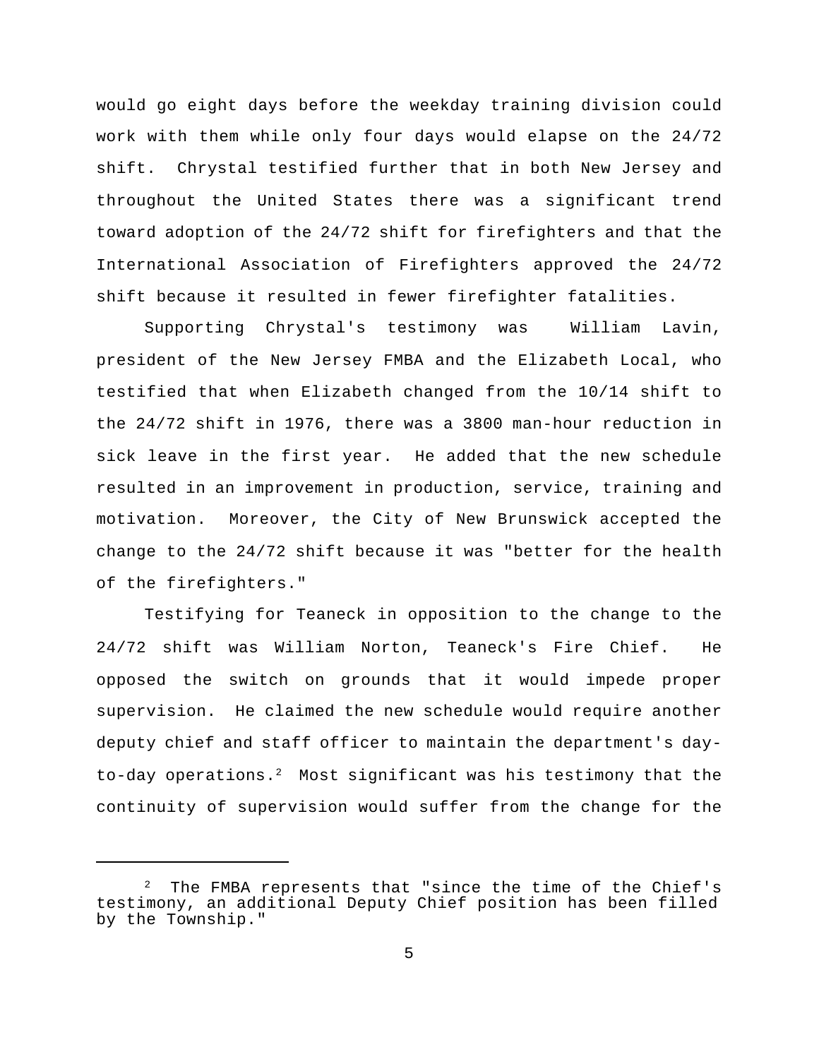would go eight days before the weekday training division could work with them while only four days would elapse on the 24/72 shift. Chrystal testified further that in both New Jersey and throughout the United States there was a significant trend toward adoption of the 24/72 shift for firefighters and that the International Association of Firefighters approved the 24/72 shift because it resulted in fewer firefighter fatalities.

Supporting Chrystal's testimony was William Lavin, president of the New Jersey FMBA and the Elizabeth Local, who testified that when Elizabeth changed from the 10/14 shift to the 24/72 shift in 1976, there was a 3800 man-hour reduction in sick leave in the first year. He added that the new schedule resulted in an improvement in production, service, training and motivation. Moreover, the City of New Brunswick accepted the change to the 24/72 shift because it was "better for the health of the firefighters."

Testifying for Teaneck in opposition to the change to the 24/72 shift was William Norton, Teaneck's Fire Chief. He opposed the switch on grounds that it would impede proper supervision. He claimed the new schedule would require another deputy chief and staff officer to maintain the department's day-to-day operations.[2] Most significant was his testimony that the continuity of supervision would suffer from the change for the

---

[2] The FMBA represents that "since the time of the Chief's testimony, an additional Deputy Chief position has been filled by the Township."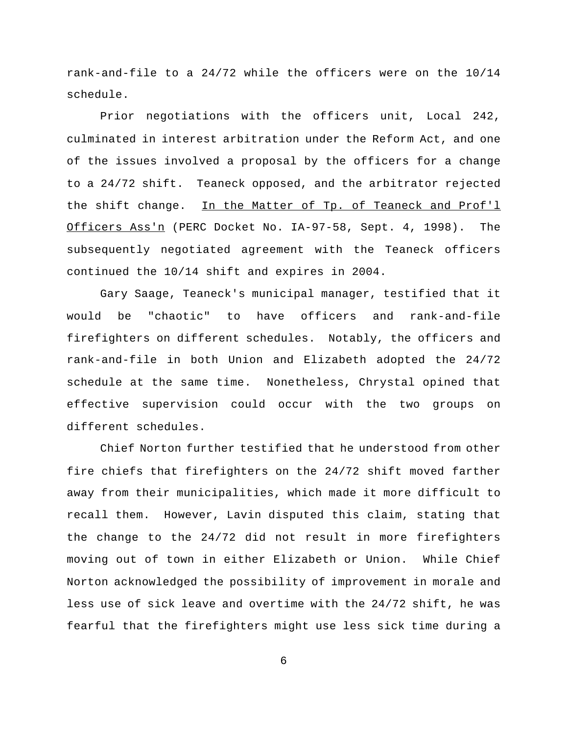rank-and-file to a 24/72 while the officers were on the 10/14 schedule.

Prior negotiations with the officers unit, Local 242, culminated in interest arbitration under the Reform Act, and one of the issues involved a proposal by the officers for a change to a 24/72 shift. Teaneck opposed, and the arbitrator rejected the shift change. In the Matter of Tp. of Teaneck and Prof'l Officers Ass'n (PERC Docket No. IA-97-58, Sept. 4, 1998). The subsequently negotiated agreement with the Teaneck officers continued the 10/14 shift and expires in 2004.

Gary Saage, Teaneck's municipal manager, testified that it would be "chaotic" to have officers and rank-and-file firefighters on different schedules. Notably, the officers and rank-and-file in both Union and Elizabeth adopted the 24/72 schedule at the same time. Nonetheless, Chrystal opined that effective supervision could occur with the two groups on different schedules.

Chief Norton further testified that he understood from other fire chiefs that firefighters on the 24/72 shift moved farther away from their municipalities, which made it more difficult to recall them. However, Lavin disputed this claim, stating that the change to the 24/72 did not result in more firefighters moving out of town in either Elizabeth or Union. While Chief Norton acknowledged the possibility of improvement in morale and less use of sick leave and overtime with the 24/72 shift, he was fearful that the firefighters might use less sick time during a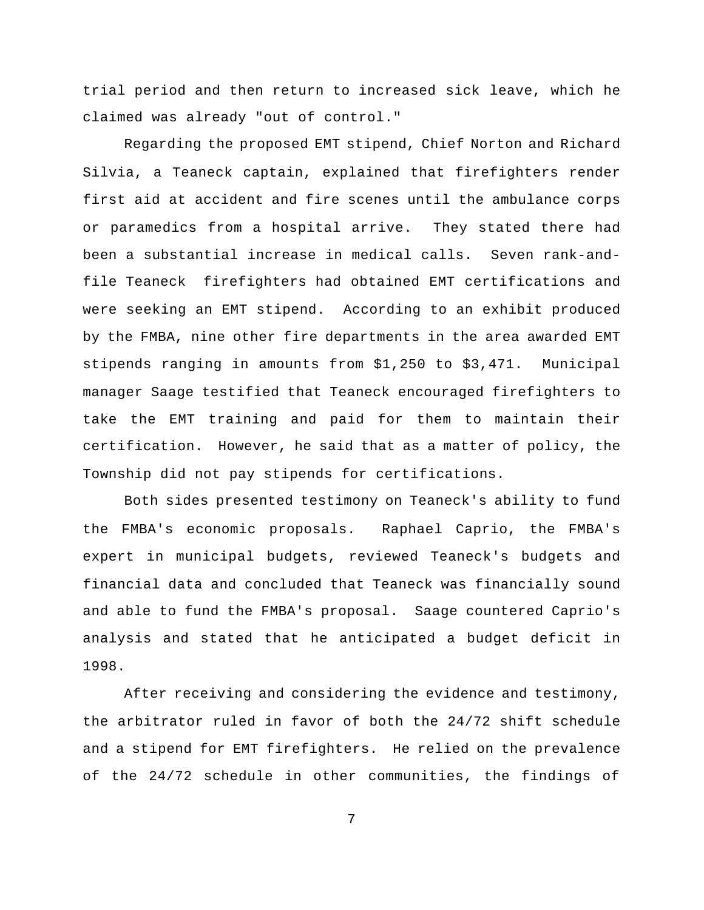trial period and then return to increased sick leave, which he claimed was already "out of control."

Regarding the proposed EMT stipend, Chief Norton and Richard Silvia, a Teaneck captain, explained that firefighters render first aid at accident and fire scenes until the ambulance corps or paramedics from a hospital arrive. They stated there had been a substantial increase in medical calls. Seven rank-and-file Teaneck firefighters had obtained EMT certifications and were seeking an EMT stipend. According to an exhibit produced by the FMBA, nine other fire departments in the area awarded EMT stipends ranging in amounts from $1,250 to $3,471. Municipal manager Saage testified that Teaneck encouraged firefighters to take the EMT training and paid for them to maintain their certification. However, he said that as a matter of policy, the Township did not pay stipends for certifications.

Both sides presented testimony on Teaneck's ability to fund the FMBA's economic proposals. Raphael Caprio, the FMBA's expert in municipal budgets, reviewed Teaneck's budgets and financial data and concluded that Teaneck was financially sound and able to fund the FMBA's proposal. Saage countered Caprio's analysis and stated that he anticipated a budget deficit in 1998.

After receiving and considering the evidence and testimony, the arbitrator ruled in favor of both the 24/72 shift schedule and a stipend for EMT firefighters. He relied on the prevalence of the 24/72 schedule in other communities, the findings of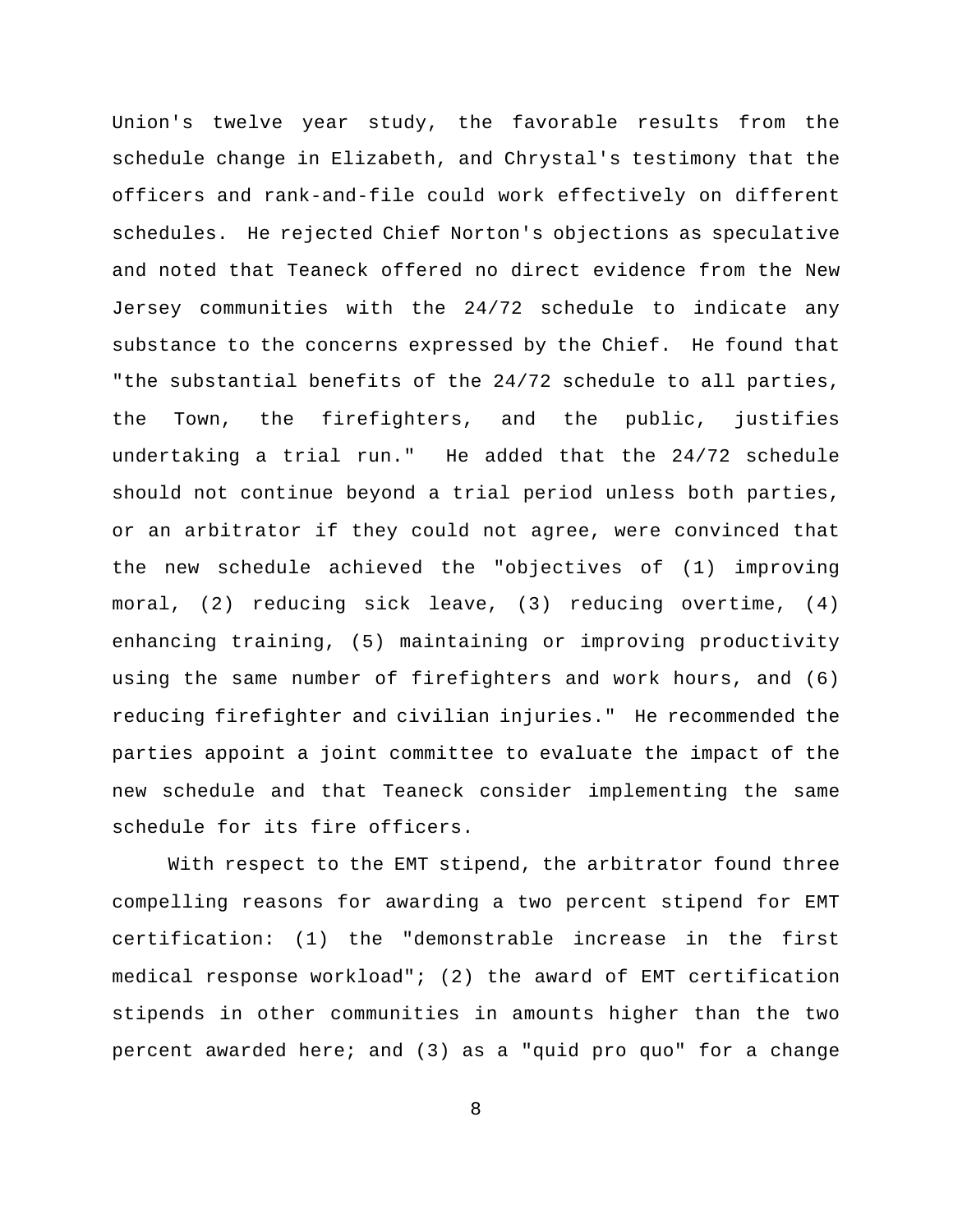Union's twelve year study, the favorable results from the schedule change in Elizabeth, and Chrystal's testimony that the officers and rank-and-file could work effectively on different schedules. He rejected Chief Norton's objections as speculative and noted that Teaneck offered no direct evidence from the New Jersey communities with the 24/72 schedule to indicate any substance to the concerns expressed by the Chief. He found that "the substantial benefits of the 24/72 schedule to all parties, the Town, the firefighters, and the public, justifies undertaking a trial run." He added that the 24/72 schedule should not continue beyond a trial period unless both parties, or an arbitrator if they could not agree, were convinced that the new schedule achieved the "objectives of (1) improving moral, (2) reducing sick leave, (3) reducing overtime, (4) enhancing training, (5) maintaining or improving productivity using the same number of firefighters and work hours, and (6) reducing firefighter and civilian injuries." He recommended the parties appoint a joint committee to evaluate the impact of the new schedule and that Teaneck consider implementing the same schedule for its fire officers.

With respect to the EMT stipend, the arbitrator found three compelling reasons for awarding a two percent stipend for EMT certification: (1) the "demonstrable increase in the first medical response workload"; (2) the award of EMT certification stipends in other communities in amounts higher than the two percent awarded here; and (3) as a "quid pro quo" for a change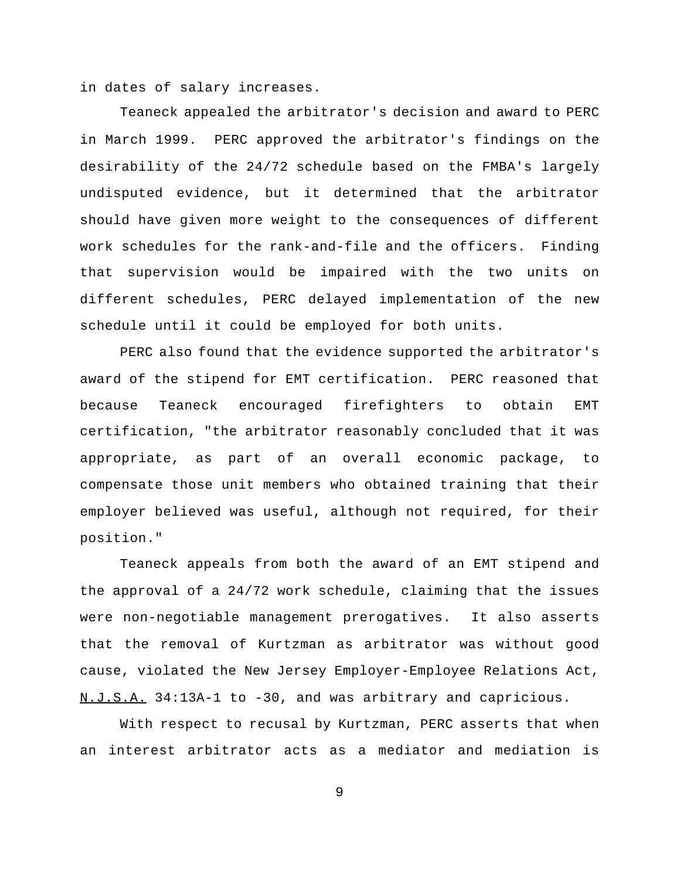in dates of salary increases.

Teaneck appealed the arbitrator's decision and award to PERC in March 1999. PERC approved the arbitrator's findings on the desirability of the 24/72 schedule based on the FMBA's largely undisputed evidence, but it determined that the arbitrator should have given more weight to the consequences of different work schedules for the rank-and-file and the officers. Finding that supervision would be impaired with the two units on different schedules, PERC delayed implementation of the new schedule until it could be employed for both units.

PERC also found that the evidence supported the arbitrator's award of the stipend for EMT certification. PERC reasoned that because Teaneck encouraged firefighters to obtain EMT certification, "the arbitrator reasonably concluded that it was appropriate, as part of an overall economic package, to compensate those unit members who obtained training that their employer believed was useful, although not required, for their position."

Teaneck appeals from both the award of an EMT stipend and the approval of a 24/72 work schedule, claiming that the issues were non-negotiable management prerogatives. It also asserts that the removal of Kurtzman as arbitrator was without good cause, violated the New Jersey Employer-Employee Relations Act, N.J.S.A. 34:13A-1 to -30, and was arbitrary and capricious.

With respect to recusal by Kurtzman, PERC asserts that when an interest arbitrator acts as a mediator and mediation is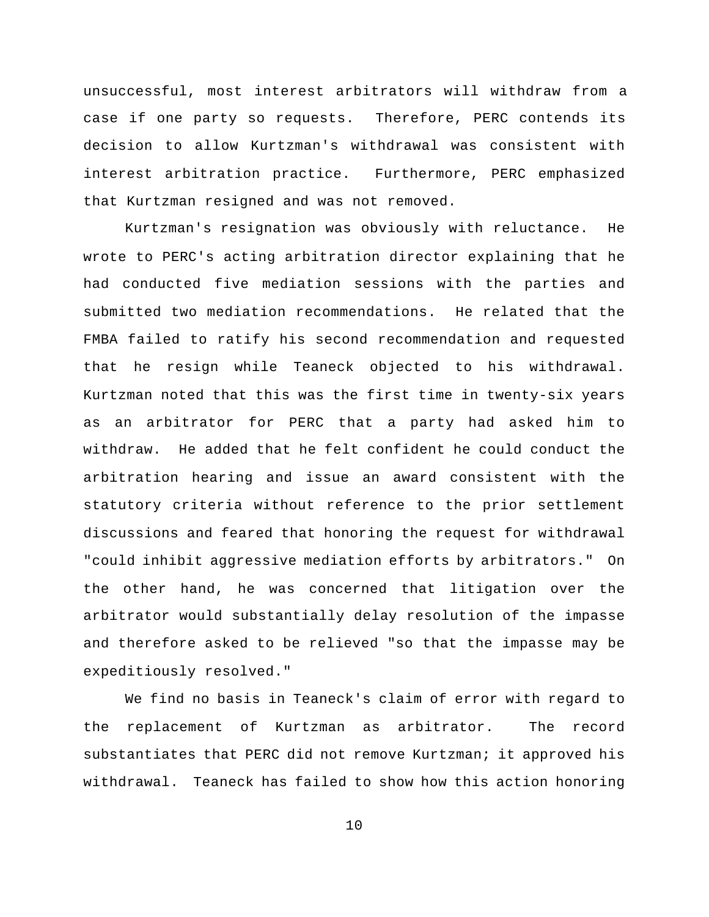unsuccessful, most interest arbitrators will withdraw from a case if one party so requests. Therefore, PERC contends its decision to allow Kurtzman's withdrawal was consistent with interest arbitration practice. Furthermore, PERC emphasized that Kurtzman resigned and was not removed.

Kurtzman's resignation was obviously with reluctance. He wrote to PERC's acting arbitration director explaining that he had conducted five mediation sessions with the parties and submitted two mediation recommendations. He related that the FMBA failed to ratify his second recommendation and requested that he resign while Teaneck objected to his withdrawal. Kurtzman noted that this was the first time in twenty-six years as an arbitrator for PERC that a party had asked him to withdraw. He added that he felt confident he could conduct the arbitration hearing and issue an award consistent with the statutory criteria without reference to the prior settlement discussions and feared that honoring the request for withdrawal "could inhibit aggressive mediation efforts by arbitrators." On the other hand, he was concerned that litigation over the arbitrator would substantially delay resolution of the impasse and therefore asked to be relieved "so that the impasse may be expeditiously resolved."

We find no basis in Teaneck's claim of error with regard to the replacement of Kurtzman as arbitrator. The record substantiates that PERC did not remove Kurtzman; it approved his withdrawal. Teaneck has failed to show how this action honoring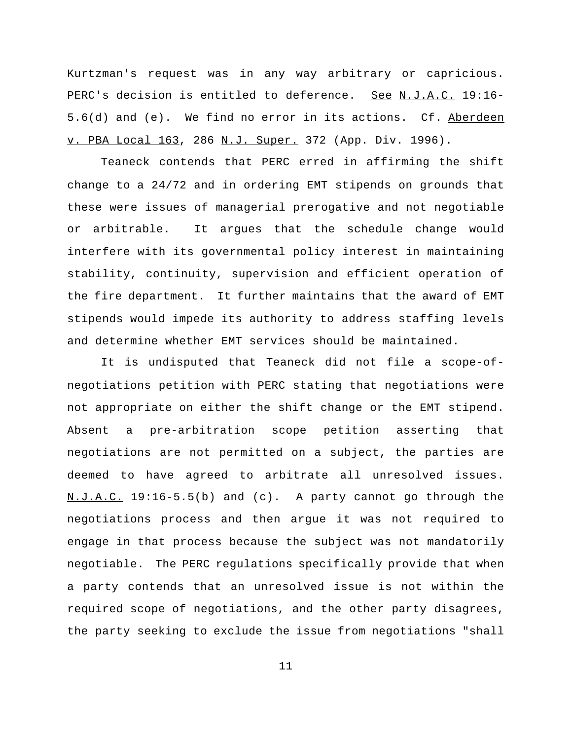Kurtzman's request was in any way arbitrary or capricious. PERC's decision is entitled to deference. See N.J.A.C. 19:16-5.6(d) and (e). We find no error in its actions. Cf. Aberdeen v. PBA Local 163, 286 N.J. Super. 372 (App. Div. 1996).

Teaneck contends that PERC erred in affirming the shift change to a 24/72 and in ordering EMT stipends on grounds that these were issues of managerial prerogative and not negotiable or arbitrable. It argues that the schedule change would interfere with its governmental policy interest in maintaining stability, continuity, supervision and efficient operation of the fire department. It further maintains that the award of EMT stipends would impede its authority to address staffing levels and determine whether EMT services should be maintained.

It is undisputed that Teaneck did not file a scope-of-negotiations petition with PERC stating that negotiations were not appropriate on either the shift change or the EMT stipend. Absent a pre-arbitration scope petition asserting that negotiations are not permitted on a subject, the parties are deemed to have agreed to arbitrate all unresolved issues. N.J.A.C. 19:16-5.5(b) and (c). A party cannot go through the negotiations process and then argue it was not required to engage in that process because the subject was not mandatorily negotiable. The PERC regulations specifically provide that when a party contends that an unresolved issue is not within the required scope of negotiations, and the other party disagrees, the party seeking to exclude the issue from negotiations "shall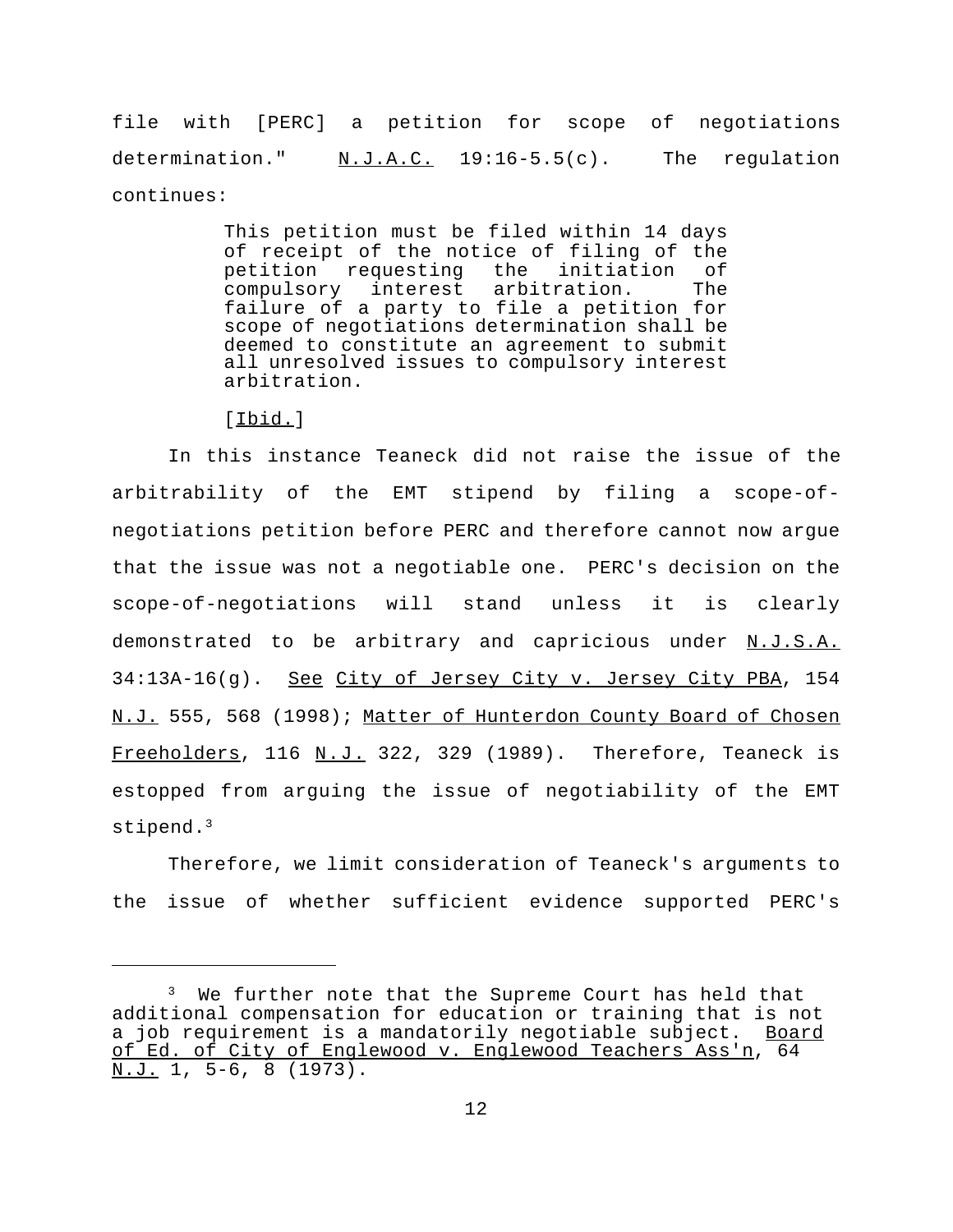file with [PERC] a petition for scope of negotiations determination." N.J.A.C. 19:16-5.5(c). The regulation continues:

> This petition must be filed within 14 days of receipt of the notice of filing of the petition requesting the initiation of compulsory interest arbitration. The failure of a party to file a petition for scope of negotiations determination shall be deemed to constitute an agreement to submit all unresolved issues to compulsory interest arbitration.
>
> [Ibid.]

In this instance Teaneck did not raise the issue of the arbitrability of the EMT stipend by filing a scope-of-negotiations petition before PERC and therefore cannot now argue that the issue was not a negotiable one. PERC's decision on the scope-of-negotiations will stand unless it is clearly demonstrated to be arbitrary and capricious under N.J.S.A. 34:13A-16(g). See City of Jersey City v. Jersey City PBA, 154 N.J. 555, 568 (1998); Matter of Hunterdon County Board of Chosen Freeholders, 116 N.J. 322, 329 (1989). Therefore, Teaneck is estopped from arguing the issue of negotiability of the EMT stipend.[3]

Therefore, we limit consideration of Teaneck's arguments to the issue of whether sufficient evidence supported PERC's

---

[3] We further note that the Supreme Court has held that additional compensation for education or training that is not a job requirement is a mandatorily negotiable subject. Board of Ed. of City of Englewood v. Englewood Teachers Ass'n, 64 N.J. 1, 5-6, 8 (1973).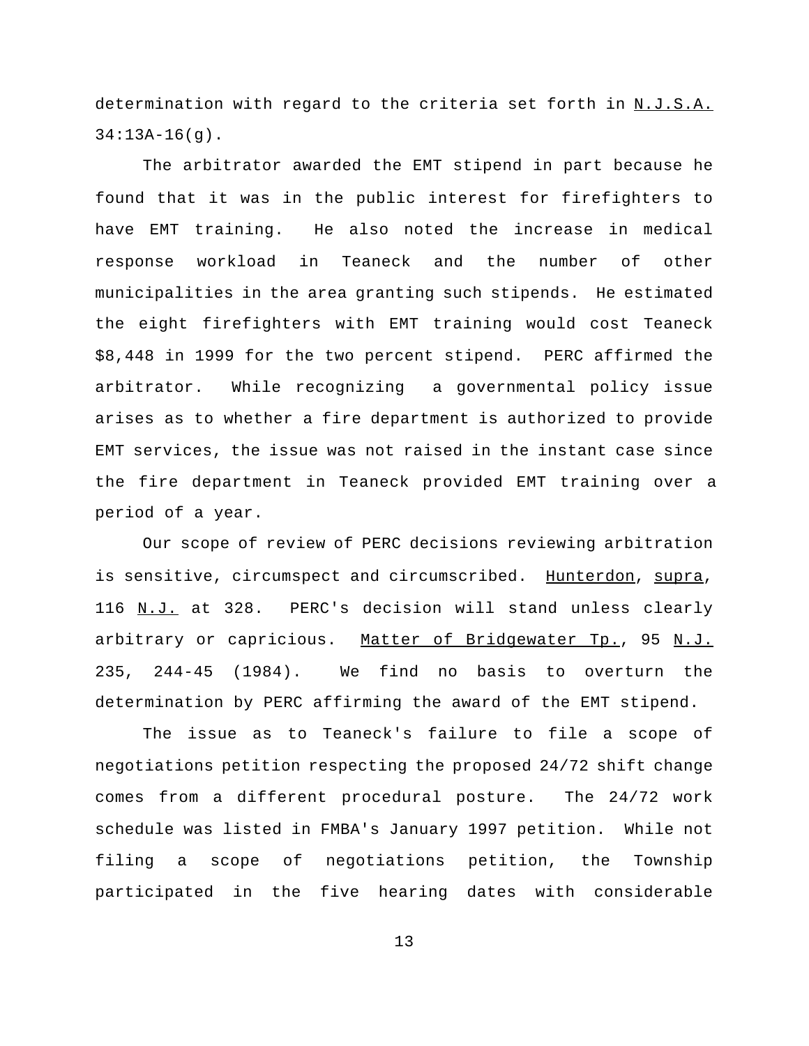determination with regard to the criteria set forth in N.J.S.A. 34:13A-16(g).

The arbitrator awarded the EMT stipend in part because he found that it was in the public interest for firefighters to have EMT training. He also noted the increase in medical response workload in Teaneck and the number of other municipalities in the area granting such stipends. He estimated the eight firefighters with EMT training would cost Teaneck $8,448 in 1999 for the two percent stipend. PERC affirmed the arbitrator. While recognizing a governmental policy issue arises as to whether a fire department is authorized to provide EMT services, the issue was not raised in the instant case since the fire department in Teaneck provided EMT training over a period of a year.

Our scope of review of PERC decisions reviewing arbitration is sensitive, circumspect and circumscribed. Hunterdon, supra, 116 N.J. at 328. PERC's decision will stand unless clearly arbitrary or capricious. Matter of Bridgewater Tp., 95 N.J. 235, 244-45 (1984). We find no basis to overturn the determination by PERC affirming the award of the EMT stipend.

The issue as to Teaneck's failure to file a scope of negotiations petition respecting the proposed 24/72 shift change comes from a different procedural posture. The 24/72 work schedule was listed in FMBA's January 1997 petition. While not filing a scope of negotiations petition, the Township participated in the five hearing dates with considerable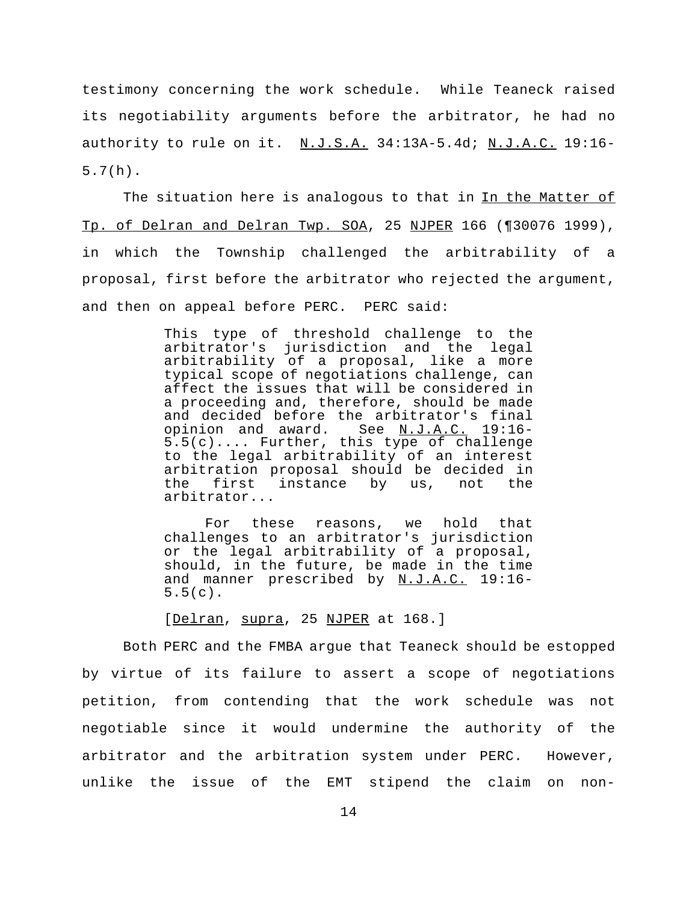testimony concerning the work schedule. While Teaneck raised its negotiability arguments before the arbitrator, he had no authority to rule on it. N.J.S.A. 34:13A-5.4d; N.J.A.C. 19:16-5.7(h).

The situation here is analogous to that in In the Matter of Tp. of Delran and Delran Twp. SOA, 25 NJPER 166 (¶30076 1999), in which the Township challenged the arbitrability of a proposal, first before the arbitrator who rejected the argument, and then on appeal before PERC. PERC said:

> This type of threshold challenge to the arbitrator's jurisdiction and the legal arbitrability of a proposal, like a more typical scope of negotiations challenge, can affect the issues that will be considered in a proceeding and, therefore, should be made and decided before the arbitrator's final opinion and award. See N.J.A.C. 19:16-5.5(c).... Further, this type of challenge to the legal arbitrability of an interest arbitration proposal should be decided in the first instance by us, not the arbitrator...
>
> For these reasons, we hold that challenges to an arbitrator's jurisdiction or the legal arbitrability of a proposal, should, in the future, be made in the time and manner prescribed by N.J.A.C. 19:16-5.5(c).
>
> [Delran, supra, 25 NJPER at 168.]

Both PERC and the FMBA argue that Teaneck should be estopped by virtue of its failure to assert a scope of negotiations petition, from contending that the work schedule was not negotiable since it would undermine the authority of the arbitrator and the arbitration system under PERC. However, unlike the issue of the EMT stipend the claim on non-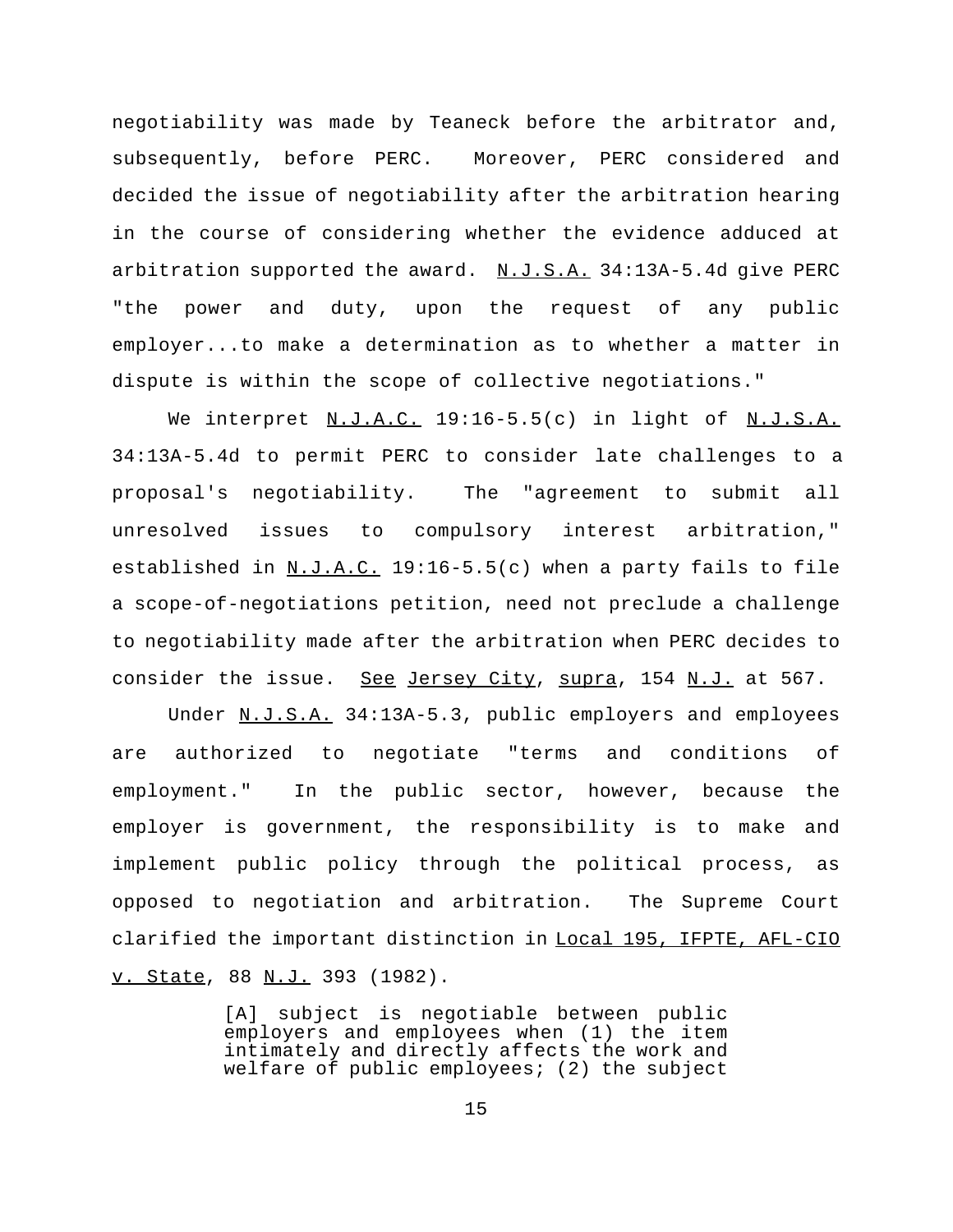negotiability was made by Teaneck before the arbitrator and, subsequently, before PERC. Moreover, PERC considered and decided the issue of negotiability after the arbitration hearing in the course of considering whether the evidence adduced at arbitration supported the award. N.J.S.A. 34:13A-5.4d give PERC "the power and duty, upon the request of any public employer...to make a determination as to whether a matter in dispute is within the scope of collective negotiations."

We interpret N.J.A.C. 19:16-5.5(c) in light of N.J.S.A. 34:13A-5.4d to permit PERC to consider late challenges to a proposal's negotiability. The "agreement to submit all unresolved issues to compulsory interest arbitration," established in N.J.A.C. 19:16-5.5(c) when a party fails to file a scope-of-negotiations petition, need not preclude a challenge to negotiability made after the arbitration when PERC decides to consider the issue. See Jersey City, supra, 154 N.J. at 567.

Under N.J.S.A. 34:13A-5.3, public employers and employees are authorized to negotiate "terms and conditions of employment." In the public sector, however, because the employer is government, the responsibility is to make and implement public policy through the political process, as opposed to negotiation and arbitration. The Supreme Court clarified the important distinction in Local 195, IFPTE, AFL-CIO v. State, 88 N.J. 393 (1982).

> [A] subject is negotiable between public employers and employees when (1) the item intimately and directly affects the work and welfare of public employees; (2) the subject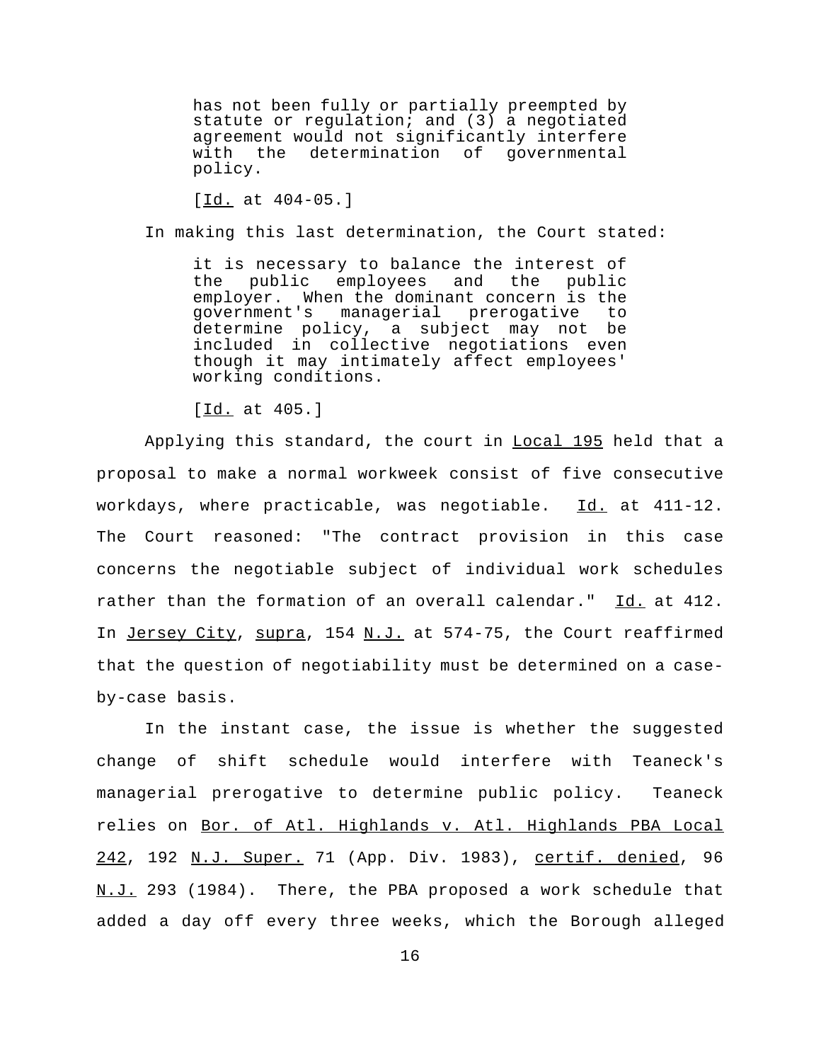> has not been fully or partially preempted by statute or regulation; and (3) a negotiated agreement would not significantly interfere with the determination of governmental policy.
>
> [Id. at 404-05.]

In making this last determination, the Court stated:

> it is necessary to balance the interest of the public employees and the public employer. When the dominant concern is the government's managerial prerogative to determine policy, a subject may not be included in collective negotiations even though it may intimately affect employees' working conditions.
>
> [Id. at 405.]

Applying this standard, the court in Local 195 held that a proposal to make a normal workweek consist of five consecutive workdays, where practicable, was negotiable. Id. at 411-12. The Court reasoned: "The contract provision in this case concerns the negotiable subject of individual work schedules rather than the formation of an overall calendar." Id. at 412. In Jersey City, supra, 154 N.J. at 574-75, the Court reaffirmed that the question of negotiability must be determined on a case-by-case basis.

In the instant case, the issue is whether the suggested change of shift schedule would interfere with Teaneck's managerial prerogative to determine public policy. Teaneck relies on Bor. of Atl. Highlands v. Atl. Highlands PBA Local 242, 192 N.J. Super. 71 (App. Div. 1983), certif. denied, 96 N.J. 293 (1984). There, the PBA proposed a work schedule that added a day off every three weeks, which the Borough alleged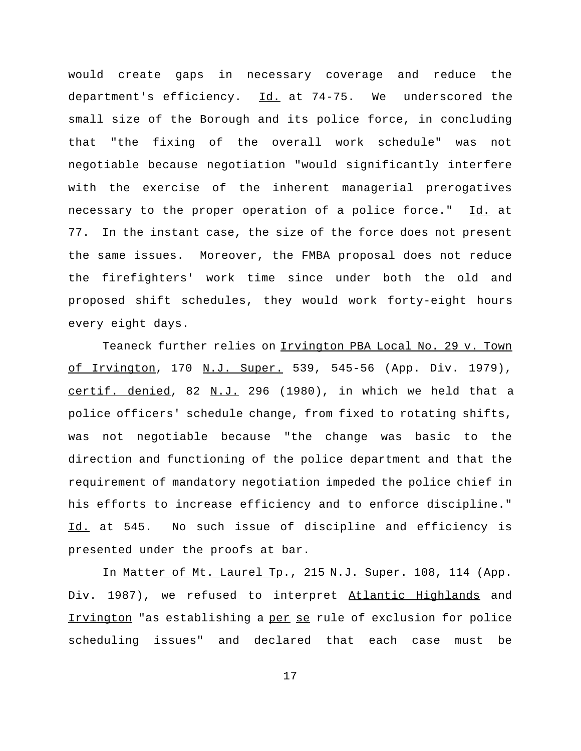would create gaps in necessary coverage and reduce the department's efficiency. _Id._ at 74-75. We underscored the small size of the Borough and its police force, in concluding that "the fixing of the overall work schedule" was not negotiable because negotiation "would significantly interfere with the exercise of the inherent managerial prerogatives necessary to the proper operation of a police force." _Id._ at 77. In the instant case, the size of the force does not present the same issues. Moreover, the FMBA proposal does not reduce the firefighters' work time since under both the old and proposed shift schedules, they would work forty-eight hours every eight days.

Teaneck further relies on _Irvington PBA Local No. 29 v. Town of Irvington_, 170 _N.J. Super._ 539, 545-56 (App. Div. 1979), _certif. denied_, 82 _N.J._ 296 (1980), in which we held that a police officers' schedule change, from fixed to rotating shifts, was not negotiable because "the change was basic to the direction and functioning of the police department and that the requirement of mandatory negotiation impeded the police chief in his efforts to increase efficiency and to enforce discipline." _Id._ at 545. No such issue of discipline and efficiency is presented under the proofs at bar.

In _Matter of Mt. Laurel Tp._, 215 _N.J. Super._ 108, 114 (App. Div. 1987), we refused to interpret _Atlantic Highlands_ and _Irvington_ "as establishing a _per se_ rule of exclusion for police scheduling issues" and declared that each case must be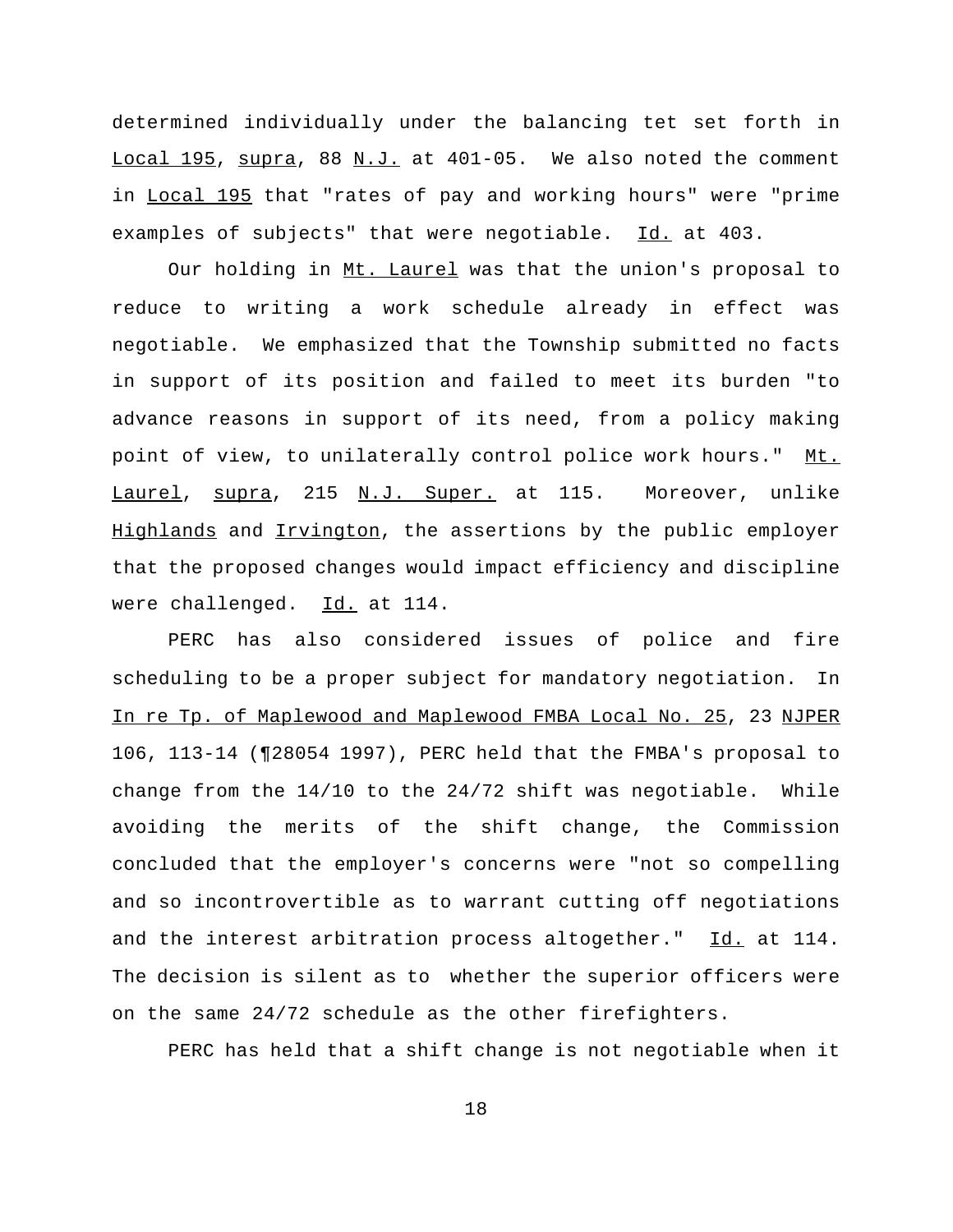determined individually under the balancing tet set forth in Local 195, supra, 88 N.J. at 401-05. We also noted the comment in Local 195 that "rates of pay and working hours" were "prime examples of subjects" that were negotiable. Id. at 403.

Our holding in Mt. Laurel was that the union's proposal to reduce to writing a work schedule already in effect was negotiable. We emphasized that the Township submitted no facts in support of its position and failed to meet its burden "to advance reasons in support of its need, from a policy making point of view, to unilaterally control police work hours." Mt. Laurel, supra, 215 N.J. Super. at 115. Moreover, unlike Highlands and Irvington, the assertions by the public employer that the proposed changes would impact efficiency and discipline were challenged. Id. at 114.

PERC has also considered issues of police and fire scheduling to be a proper subject for mandatory negotiation. In In re Tp. of Maplewood and Maplewood FMBA Local No. 25, 23 NJPER 106, 113-14 (¶28054 1997), PERC held that the FMBA's proposal to change from the 14/10 to the 24/72 shift was negotiable. While avoiding the merits of the shift change, the Commission concluded that the employer's concerns were "not so compelling and so incontrovertible as to warrant cutting off negotiations and the interest arbitration process altogether." Id. at 114. The decision is silent as to whether the superior officers were on the same 24/72 schedule as the other firefighters.

PERC has held that a shift change is not negotiable when it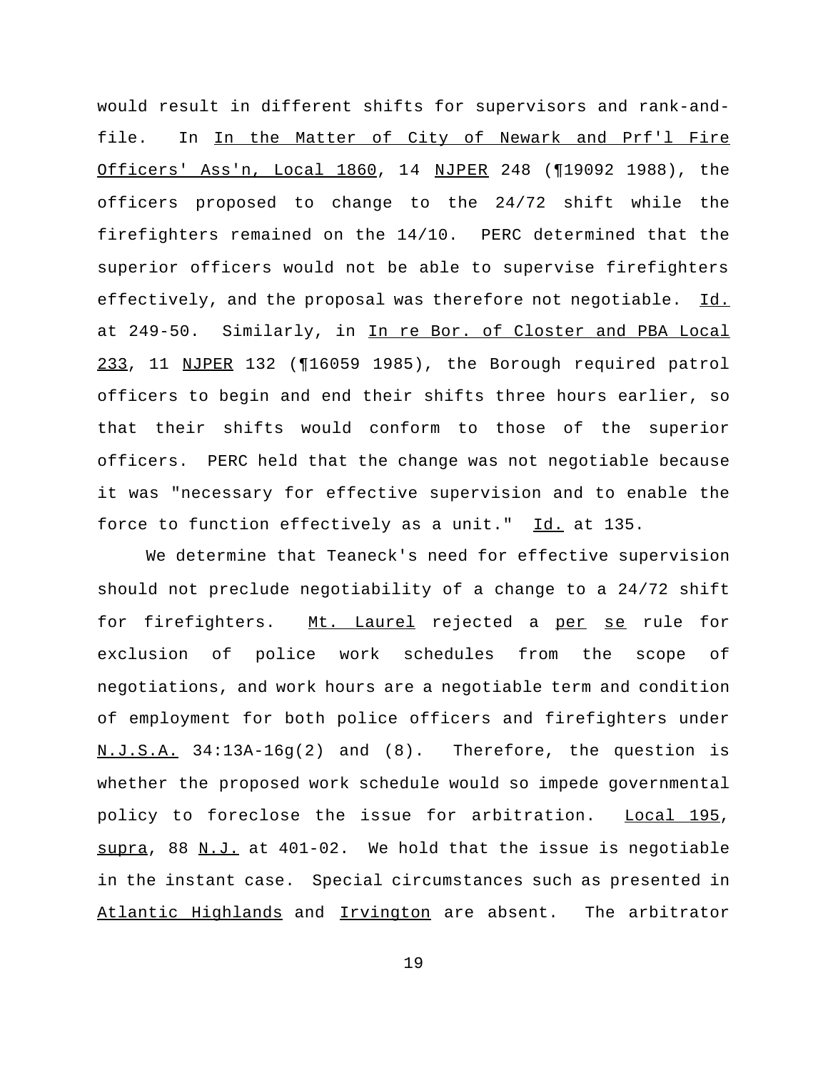would result in different shifts for supervisors and rank-and-file. In _In the Matter of City of Newark and Prf'l Fire Officers' Ass'n, Local 1860_, 14 _NJPER_ 248 (¶19092 1988), the officers proposed to change to the 24/72 shift while the firefighters remained on the 14/10. PERC determined that the superior officers would not be able to supervise firefighters effectively, and the proposal was therefore not negotiable. _Id._ at 249-50. Similarly, in _In re Bor. of Closter and PBA Local 233_, 11 _NJPER_ 132 (¶16059 1985), the Borough required patrol officers to begin and end their shifts three hours earlier, so that their shifts would conform to those of the superior officers. PERC held that the change was not negotiable because it was "necessary for effective supervision and to enable the force to function effectively as a unit." _Id._ at 135.

We determine that Teaneck's need for effective supervision should not preclude negotiability of a change to a 24/72 shift for firefighters. _Mt. Laurel_ rejected a _per se_ rule for exclusion of police work schedules from the scope of negotiations, and work hours are a negotiable term and condition of employment for both police officers and firefighters under _N.J.S.A._ 34:13A-16g(2) and (8). Therefore, the question is whether the proposed work schedule would so impede governmental policy to foreclose the issue for arbitration. _Local 195_, _supra_, 88 _N.J._ at 401-02. We hold that the issue is negotiable in the instant case. Special circumstances such as presented in _Atlantic Highlands_ and _Irvington_ are absent. The arbitrator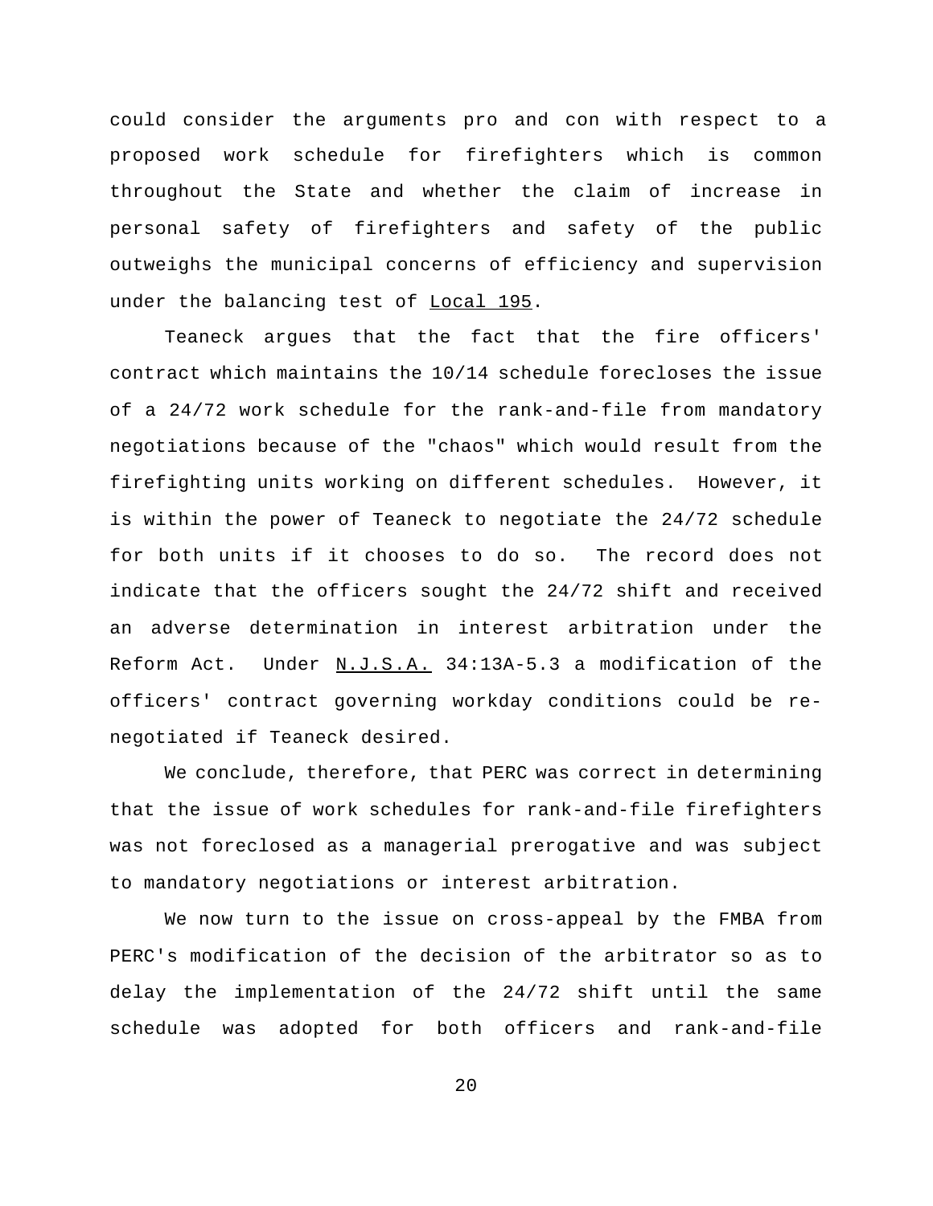could consider the arguments pro and con with respect to a proposed work schedule for firefighters which is common throughout the State and whether the claim of increase in personal safety of firefighters and safety of the public outweighs the municipal concerns of efficiency and supervision under the balancing test of Local 195.

Teaneck argues that the fact that the fire officers' contract which maintains the 10/14 schedule forecloses the issue of a 24/72 work schedule for the rank-and-file from mandatory negotiations because of the "chaos" which would result from the firefighting units working on different schedules. However, it is within the power of Teaneck to negotiate the 24/72 schedule for both units if it chooses to do so. The record does not indicate that the officers sought the 24/72 shift and received an adverse determination in interest arbitration under the Reform Act. Under N.J.S.A. 34:13A-5.3 a modification of the officers' contract governing workday conditions could be re-negotiated if Teaneck desired.

We conclude, therefore, that PERC was correct in determining that the issue of work schedules for rank-and-file firefighters was not foreclosed as a managerial prerogative and was subject to mandatory negotiations or interest arbitration.

We now turn to the issue on cross-appeal by the FMBA from PERC's modification of the decision of the arbitrator so as to delay the implementation of the 24/72 shift until the same schedule was adopted for both officers and rank-and-file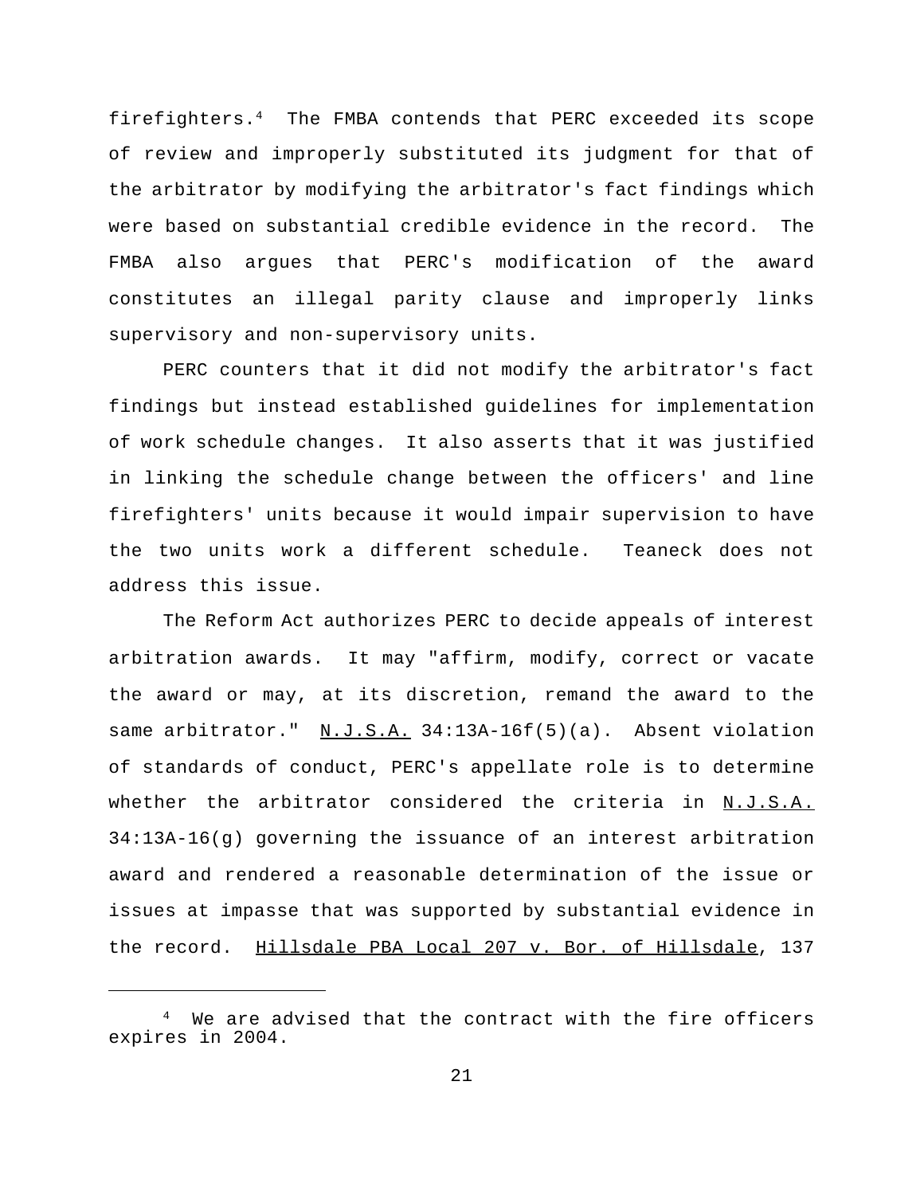firefighters.[4] The FMBA contends that PERC exceeded its scope of review and improperly substituted its judgment for that of the arbitrator by modifying the arbitrator's fact findings which were based on substantial credible evidence in the record. The FMBA also argues that PERC's modification of the award constitutes an illegal parity clause and improperly links supervisory and non-supervisory units.

PERC counters that it did not modify the arbitrator's fact findings but instead established guidelines for implementation of work schedule changes. It also asserts that it was justified in linking the schedule change between the officers' and line firefighters' units because it would impair supervision to have the two units work a different schedule. Teaneck does not address this issue.

The Reform Act authorizes PERC to decide appeals of interest arbitration awards. It may "affirm, modify, correct or vacate the award or may, at its discretion, remand the award to the same arbitrator." N.J.S.A. 34:13A-16f(5)(a). Absent violation of standards of conduct, PERC's appellate role is to determine whether the arbitrator considered the criteria in N.J.S.A. 34:13A-16(g) governing the issuance of an interest arbitration award and rendered a reasonable determination of the issue or issues at impasse that was supported by substantial evidence in the record. Hillsdale PBA Local 207 v. Bor. of Hillsdale, 137

---

[4] We are advised that the contract with the fire officers expires in 2004.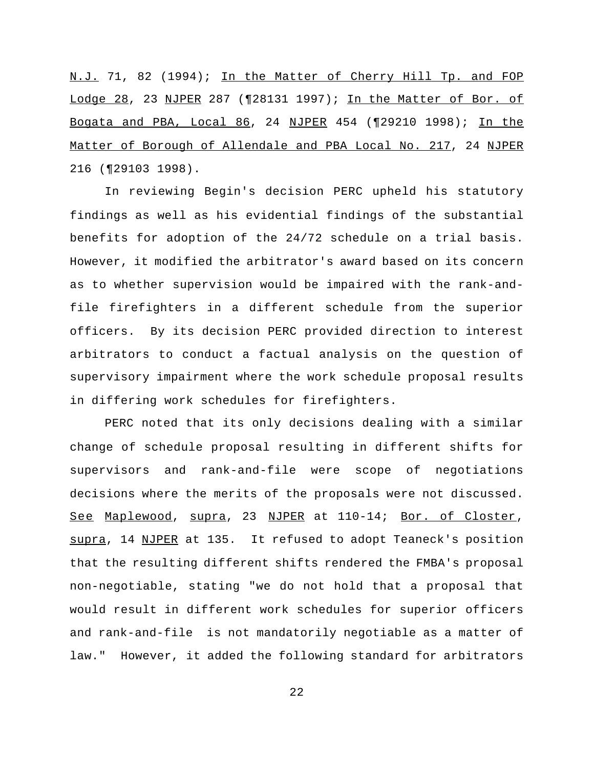N.J. 71, 82 (1994); In the Matter of Cherry Hill Tp. and FOP Lodge 28, 23 NJPER 287 (¶28131 1997); In the Matter of Bor. of Bogata and PBA, Local 86, 24 NJPER 454 (¶29210 1998); In the Matter of Borough of Allendale and PBA Local No. 217, 24 NJPER 216 (¶29103 1998).

In reviewing Begin's decision PERC upheld his statutory findings as well as his evidential findings of the substantial benefits for adoption of the 24/72 schedule on a trial basis. However, it modified the arbitrator's award based on its concern as to whether supervision would be impaired with the rank-and-file firefighters in a different schedule from the superior officers. By its decision PERC provided direction to interest arbitrators to conduct a factual analysis on the question of supervisory impairment where the work schedule proposal results in differing work schedules for firefighters.

PERC noted that its only decisions dealing with a similar change of schedule proposal resulting in different shifts for supervisors and rank-and-file were scope of negotiations decisions where the merits of the proposals were not discussed. See Maplewood, supra, 23 NJPER at 110-14; Bor. of Closter, supra, 14 NJPER at 135. It refused to adopt Teaneck's position that the resulting different shifts rendered the FMBA's proposal non-negotiable, stating "we do not hold that a proposal that would result in different work schedules for superior officers and rank-and-file is not mandatorily negotiable as a matter of law." However, it added the following standard for arbitrators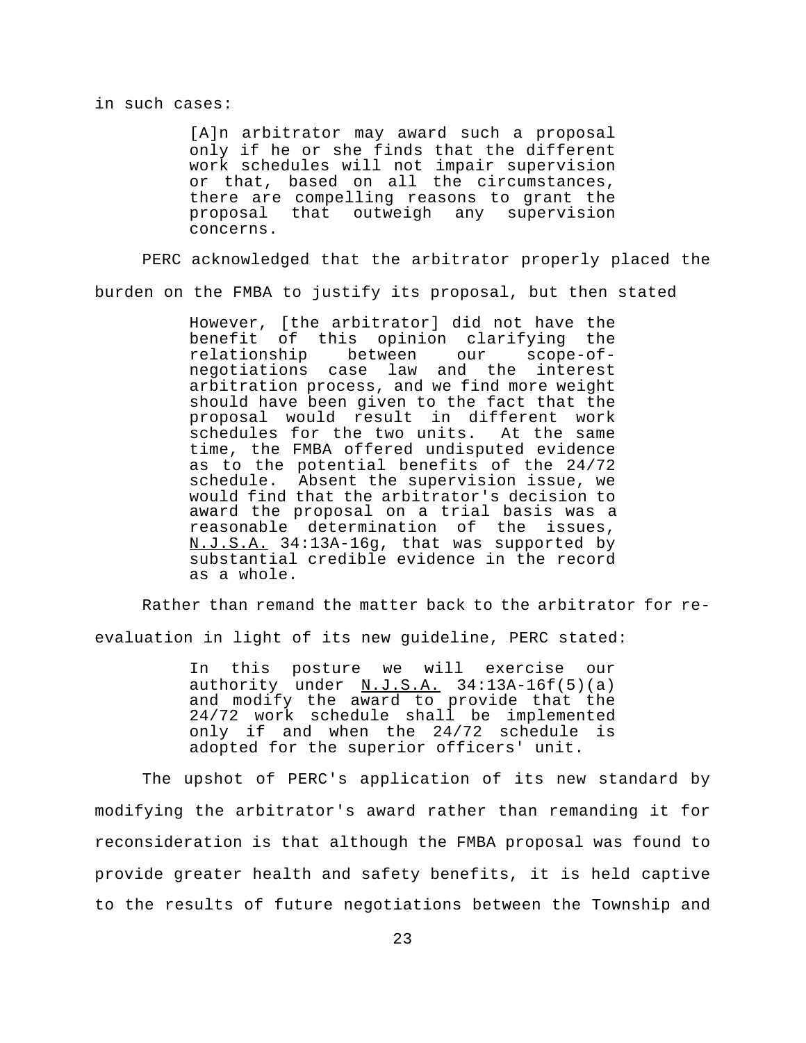in such cases:

> [A]n arbitrator may award such a proposal only if he or she finds that the different work schedules will not impair supervision or that, based on all the circumstances, there are compelling reasons to grant the proposal that outweigh any supervision concerns.

PERC acknowledged that the arbitrator properly placed the burden on the FMBA to justify its proposal, but then stated

> However, [the arbitrator] did not have the benefit of this opinion clarifying the relationship between our scope-of-negotiations case law and the interest arbitration process, and we find more weight should have been given to the fact that the proposal would result in different work schedules for the two units. At the same time, the FMBA offered undisputed evidence as to the potential benefits of the 24/72 schedule. Absent the supervision issue, we would find that the arbitrator's decision to award the proposal on a trial basis was a reasonable determination of the issues, N.J.S.A. 34:13A-16g, that was supported by substantial credible evidence in the record as a whole.

Rather than remand the matter back to the arbitrator for re-evaluation in light of its new guideline, PERC stated:

> In this posture we will exercise our authority under N.J.S.A. 34:13A-16f(5)(a) and modify the award to provide that the 24/72 work schedule shall be implemented only if and when the 24/72 schedule is adopted for the superior officers' unit.

The upshot of PERC's application of its new standard by modifying the arbitrator's award rather than remanding it for reconsideration is that although the FMBA proposal was found to provide greater health and safety benefits, it is held captive to the results of future negotiations between the Township and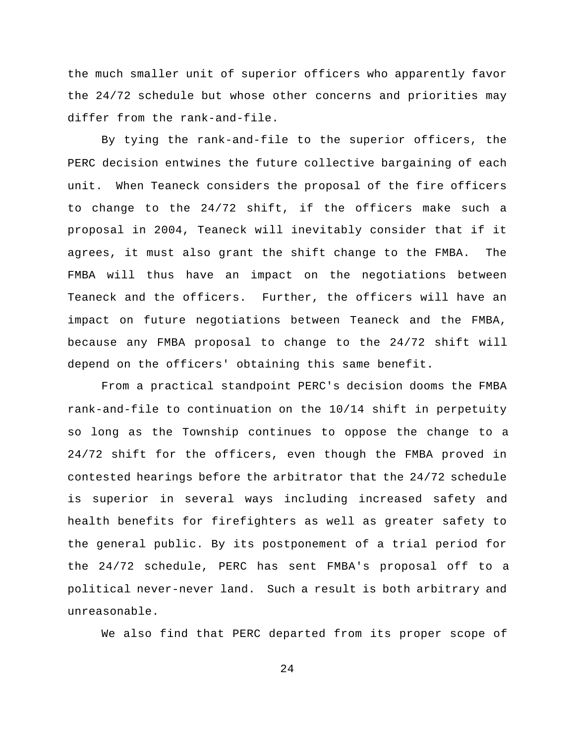the much smaller unit of superior officers who apparently favor the 24/72 schedule but whose other concerns and priorities may differ from the rank-and-file.

By tying the rank-and-file to the superior officers, the PERC decision entwines the future collective bargaining of each unit. When Teaneck considers the proposal of the fire officers to change to the 24/72 shift, if the officers make such a proposal in 2004, Teaneck will inevitably consider that if it agrees, it must also grant the shift change to the FMBA. The FMBA will thus have an impact on the negotiations between Teaneck and the officers. Further, the officers will have an impact on future negotiations between Teaneck and the FMBA, because any FMBA proposal to change to the 24/72 shift will depend on the officers' obtaining this same benefit.

From a practical standpoint PERC's decision dooms the FMBA rank-and-file to continuation on the 10/14 shift in perpetuity so long as the Township continues to oppose the change to a 24/72 shift for the officers, even though the FMBA proved in contested hearings before the arbitrator that the 24/72 schedule is superior in several ways including increased safety and health benefits for firefighters as well as greater safety to the general public. By its postponement of a trial period for the 24/72 schedule, PERC has sent FMBA's proposal off to a political never-never land. Such a result is both arbitrary and unreasonable.

We also find that PERC departed from its proper scope of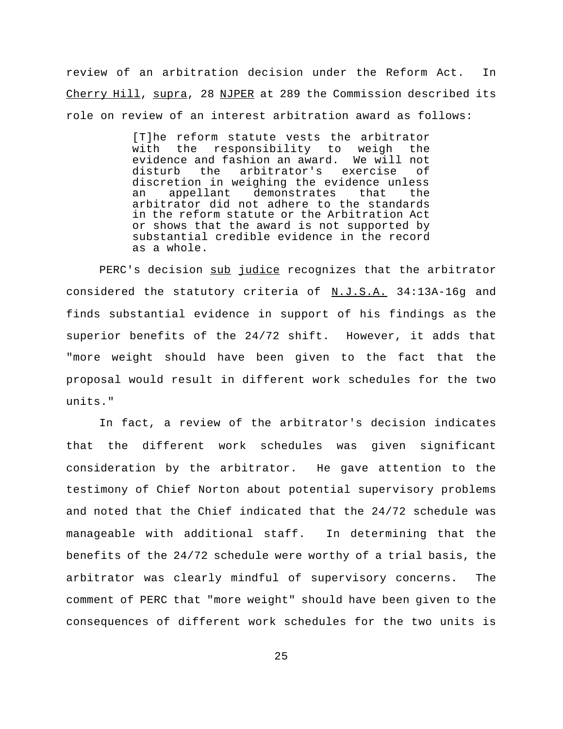review of an arbitration decision under the Reform Act. In Cherry Hill, supra, 28 NJPER at 289 the Commission described its role on review of an interest arbitration award as follows:

> [T]he reform statute vests the arbitrator with the responsibility to weigh the evidence and fashion an award. We will not disturb the arbitrator's exercise of discretion in weighing the evidence unless an appellant demonstrates that the arbitrator did not adhere to the standards in the reform statute or the Arbitration Act or shows that the award is not supported by substantial credible evidence in the record as a whole.

PERC's decision sub judice recognizes that the arbitrator considered the statutory criteria of N.J.S.A. 34:13A-16g and finds substantial evidence in support of his findings as the superior benefits of the 24/72 shift. However, it adds that "more weight should have been given to the fact that the proposal would result in different work schedules for the two units."

In fact, a review of the arbitrator's decision indicates that the different work schedules was given significant consideration by the arbitrator. He gave attention to the testimony of Chief Norton about potential supervisory problems and noted that the Chief indicated that the 24/72 schedule was manageable with additional staff. In determining that the benefits of the 24/72 schedule were worthy of a trial basis, the arbitrator was clearly mindful of supervisory concerns. The comment of PERC that "more weight" should have been given to the consequences of different work schedules for the two units is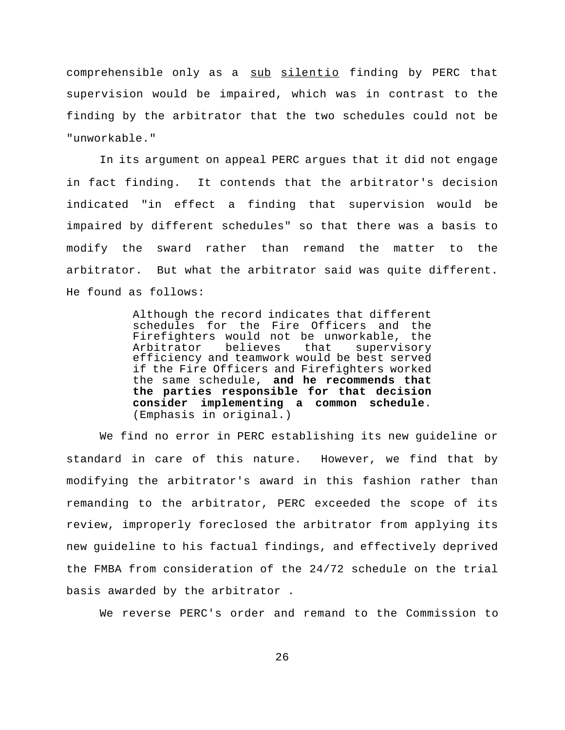comprehensible only as a sub silentio finding by PERC that supervision would be impaired, which was in contrast to the finding by the arbitrator that the two schedules could not be "unworkable."

In its argument on appeal PERC argues that it did not engage in fact finding. It contends that the arbitrator's decision indicated "in effect a finding that supervision would be impaired by different schedules" so that there was a basis to modify the sward rather than remand the matter to the arbitrator. But what the arbitrator said was quite different. He found as follows:

> Although the record indicates that different schedules for the Fire Officers and the Firefighters would not be unworkable, the Arbitrator believes that supervisory efficiency and teamwork would be best served if the Fire Officers and Firefighters worked the same schedule, **and he recommends that the parties responsible for that decision consider implementing a common schedule**. (Emphasis in original.)

We find no error in PERC establishing its new guideline or standard in care of this nature. However, we find that by modifying the arbitrator's award in this fashion rather than remanding to the arbitrator, PERC exceeded the scope of its review, improperly foreclosed the arbitrator from applying its new guideline to his factual findings, and effectively deprived the FMBA from consideration of the 24/72 schedule on the trial basis awarded by the arbitrator .

We reverse PERC's order and remand to the Commission to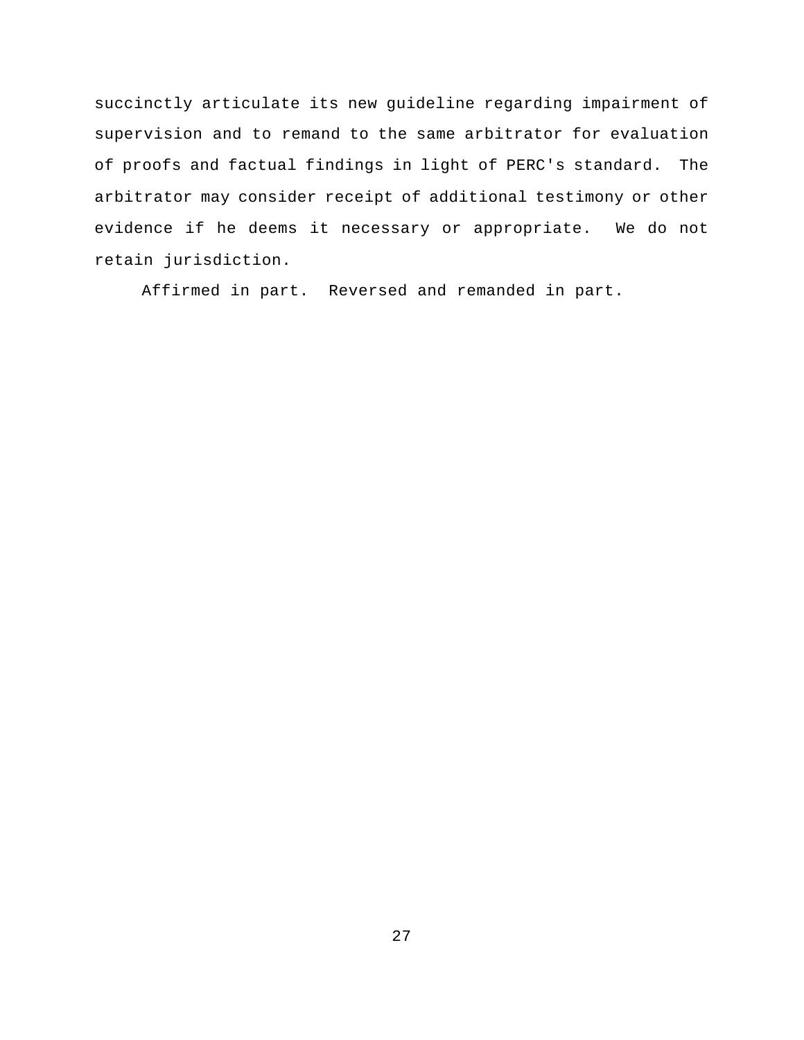succinctly articulate its new guideline regarding impairment of supervision and to remand to the same arbitrator for evaluation of proofs and factual findings in light of PERC's standard. The arbitrator may consider receipt of additional testimony or other evidence if he deems it necessary or appropriate. We do not retain jurisdiction.

Affirmed in part. Reversed and remanded in part.